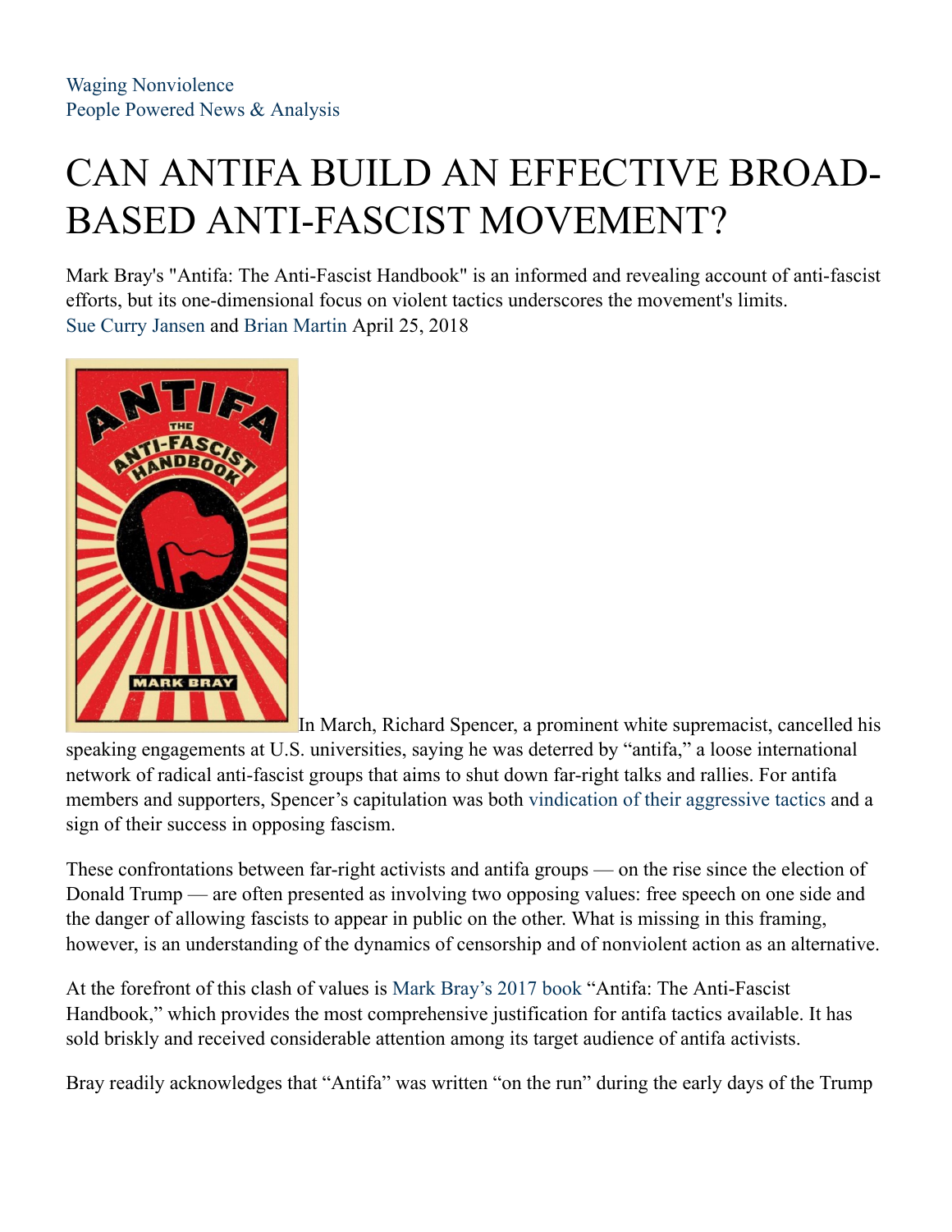Waging Nonviolence
People Powered News & Analysis

# CAN ANTIFA BUILD AN EFFECTIVE BROAD-BASED ANTI-FASCIST MOVEMENT?

Mark Bray's "Antifa: The Anti-Fascist Handbook" is an informed and revealing account of anti-fascist efforts, but its one-dimensional focus on violent tactics underscores the movement's limits.
Sue Curry Jansen and Brian Martin April 25, 2018

In March, Richard Spencer, a prominent white supremacist, cancelled his speaking engagements at U.S. universities, saying he was deterred by "antifa," a loose international network of radical anti-fascist groups that aims to shut down far-right talks and rallies. For antifa members and supporters, Spencer's capitulation was both vindication of their aggressive tactics and a sign of their success in opposing fascism.

These confrontations between far-right activists and antifa groups — on the rise since the election of Donald Trump — are often presented as involving two opposing values: free speech on one side and the danger of allowing fascists to appear in public on the other. What is missing in this framing, however, is an understanding of the dynamics of censorship and of nonviolent action as an alternative.

At the forefront of this clash of values is Mark Bray's 2017 book "Antifa: The Anti-Fascist Handbook," which provides the most comprehensive justification for antifa tactics available. It has sold briskly and received considerable attention among its target audience of antifa activists.

Bray readily acknowledges that "Antifa" was written "on the run" during the early days of the Trump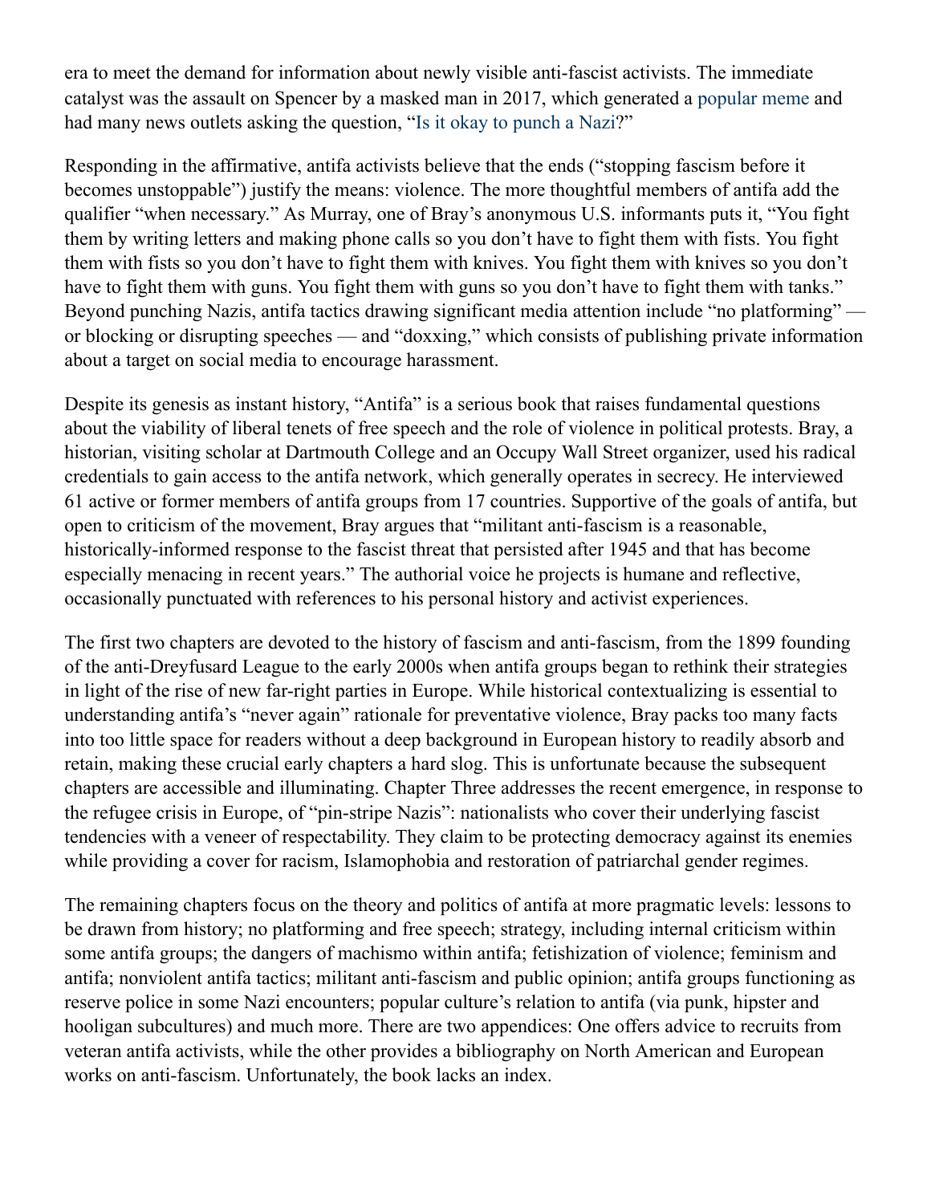era to meet the demand for information about newly visible anti-fascist activists. The immediate catalyst was the assault on Spencer by a masked man in 2017, which generated a popular meme and had many news outlets asking the question, "Is it okay to punch a Nazi?"

Responding in the affirmative, antifa activists believe that the ends ("stopping fascism before it becomes unstoppable") justify the means: violence. The more thoughtful members of antifa add the qualifier "when necessary." As Murray, one of Bray's anonymous U.S. informants puts it, "You fight them by writing letters and making phone calls so you don't have to fight them with fists. You fight them with fists so you don't have to fight them with knives. You fight them with knives so you don't have to fight them with guns. You fight them with guns so you don't have to fight them with tanks." Beyond punching Nazis, antifa tactics drawing significant media attention include "no platforming" — or blocking or disrupting speeches — and "doxxing," which consists of publishing private information about a target on social media to encourage harassment.

Despite its genesis as instant history, "Antifa" is a serious book that raises fundamental questions about the viability of liberal tenets of free speech and the role of violence in political protests. Bray, a historian, visiting scholar at Dartmouth College and an Occupy Wall Street organizer, used his radical credentials to gain access to the antifa network, which generally operates in secrecy. He interviewed 61 active or former members of antifa groups from 17 countries. Supportive of the goals of antifa, but open to criticism of the movement, Bray argues that "militant anti-fascism is a reasonable, historically-informed response to the fascist threat that persisted after 1945 and that has become especially menacing in recent years." The authorial voice he projects is humane and reflective, occasionally punctuated with references to his personal history and activist experiences.

The first two chapters are devoted to the history of fascism and anti-fascism, from the 1899 founding of the anti-Dreyfusard League to the early 2000s when antifa groups began to rethink their strategies in light of the rise of new far-right parties in Europe. While historical contextualizing is essential to understanding antifa's "never again" rationale for preventative violence, Bray packs too many facts into too little space for readers without a deep background in European history to readily absorb and retain, making these crucial early chapters a hard slog. This is unfortunate because the subsequent chapters are accessible and illuminating. Chapter Three addresses the recent emergence, in response to the refugee crisis in Europe, of "pin-stripe Nazis": nationalists who cover their underlying fascist tendencies with a veneer of respectability. They claim to be protecting democracy against its enemies while providing a cover for racism, Islamophobia and restoration of patriarchal gender regimes.

The remaining chapters focus on the theory and politics of antifa at more pragmatic levels: lessons to be drawn from history; no platforming and free speech; strategy, including internal criticism within some antifa groups; the dangers of machismo within antifa; fetishization of violence; feminism and antifa; nonviolent antifa tactics; militant anti-fascism and public opinion; antifa groups functioning as reserve police in some Nazi encounters; popular culture's relation to antifa (via punk, hipster and hooligan subcultures) and much more. There are two appendices: One offers advice to recruits from veteran antifa activists, while the other provides a bibliography on North American and European works on anti-fascism. Unfortunately, the book lacks an index.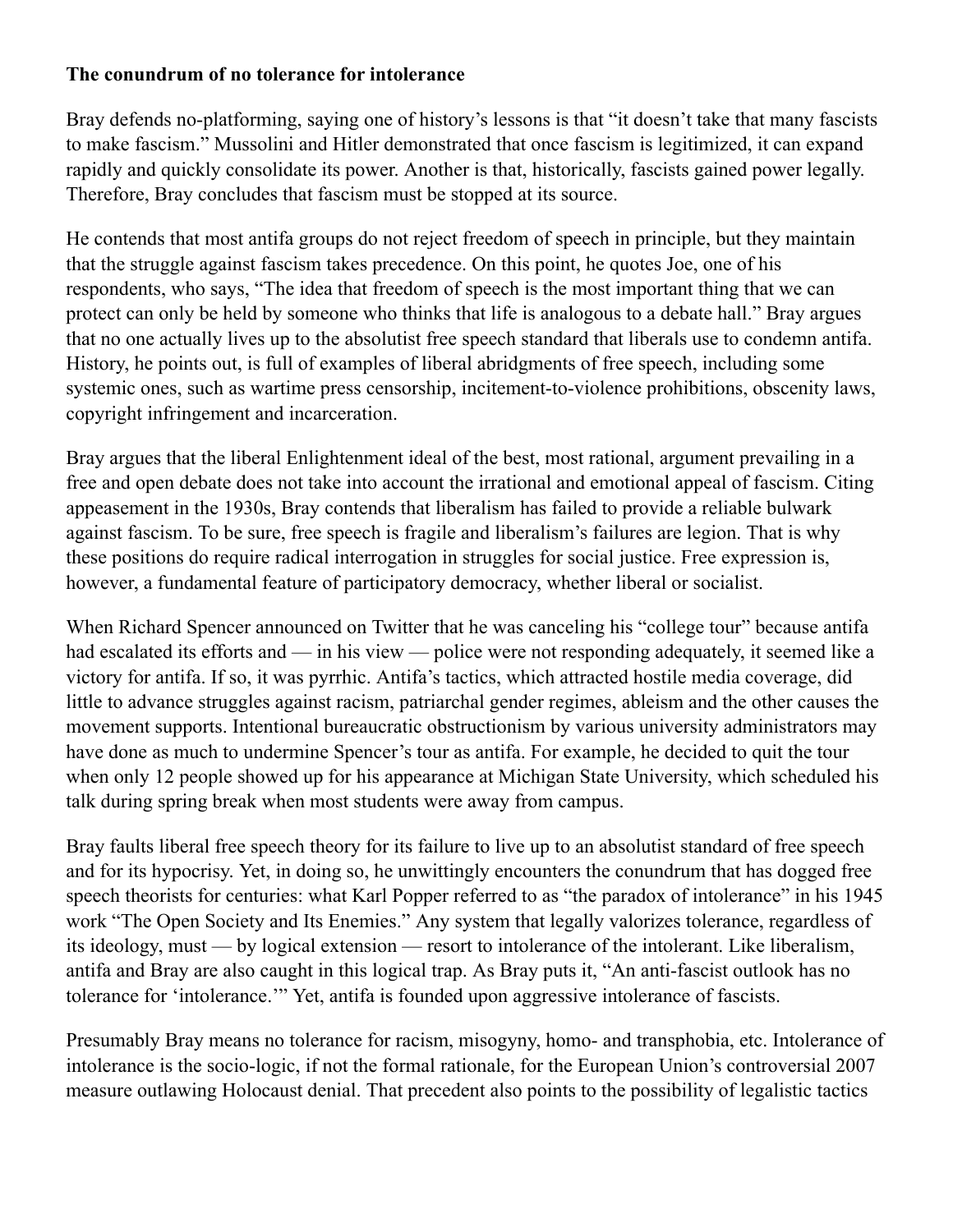**The conundrum of no tolerance for intolerance**

Bray defends no-platforming, saying one of history's lessons is that "it doesn't take that many fascists to make fascism." Mussolini and Hitler demonstrated that once fascism is legitimized, it can expand rapidly and quickly consolidate its power. Another is that, historically, fascists gained power legally. Therefore, Bray concludes that fascism must be stopped at its source.

He contends that most antifa groups do not reject freedom of speech in principle, but they maintain that the struggle against fascism takes precedence. On this point, he quotes Joe, one of his respondents, who says, "The idea that freedom of speech is the most important thing that we can protect can only be held by someone who thinks that life is analogous to a debate hall." Bray argues that no one actually lives up to the absolutist free speech standard that liberals use to condemn antifa. History, he points out, is full of examples of liberal abridgments of free speech, including some systemic ones, such as wartime press censorship, incitement-to-violence prohibitions, obscenity laws, copyright infringement and incarceration.

Bray argues that the liberal Enlightenment ideal of the best, most rational, argument prevailing in a free and open debate does not take into account the irrational and emotional appeal of fascism. Citing appeasement in the 1930s, Bray contends that liberalism has failed to provide a reliable bulwark against fascism. To be sure, free speech is fragile and liberalism's failures are legion. That is why these positions do require radical interrogation in struggles for social justice. Free expression is, however, a fundamental feature of participatory democracy, whether liberal or socialist.

When Richard Spencer announced on Twitter that he was canceling his "college tour" because antifa had escalated its efforts and — in his view — police were not responding adequately, it seemed like a victory for antifa. If so, it was pyrrhic. Antifa's tactics, which attracted hostile media coverage, did little to advance struggles against racism, patriarchal gender regimes, ableism and the other causes the movement supports. Intentional bureaucratic obstructionism by various university administrators may have done as much to undermine Spencer's tour as antifa. For example, he decided to quit the tour when only 12 people showed up for his appearance at Michigan State University, which scheduled his talk during spring break when most students were away from campus.

Bray faults liberal free speech theory for its failure to live up to an absolutist standard of free speech and for its hypocrisy. Yet, in doing so, he unwittingly encounters the conundrum that has dogged free speech theorists for centuries: what Karl Popper referred to as "the paradox of intolerance" in his 1945 work "The Open Society and Its Enemies." Any system that legally valorizes tolerance, regardless of its ideology, must — by logical extension — resort to intolerance of the intolerant. Like liberalism, antifa and Bray are also caught in this logical trap. As Bray puts it, "An anti-fascist outlook has no tolerance for 'intolerance.'" Yet, antifa is founded upon aggressive intolerance of fascists.

Presumably Bray means no tolerance for racism, misogyny, homo- and transphobia, etc. Intolerance of intolerance is the socio-logic, if not the formal rationale, for the European Union's controversial 2007 measure outlawing Holocaust denial. That precedent also points to the possibility of legalistic tactics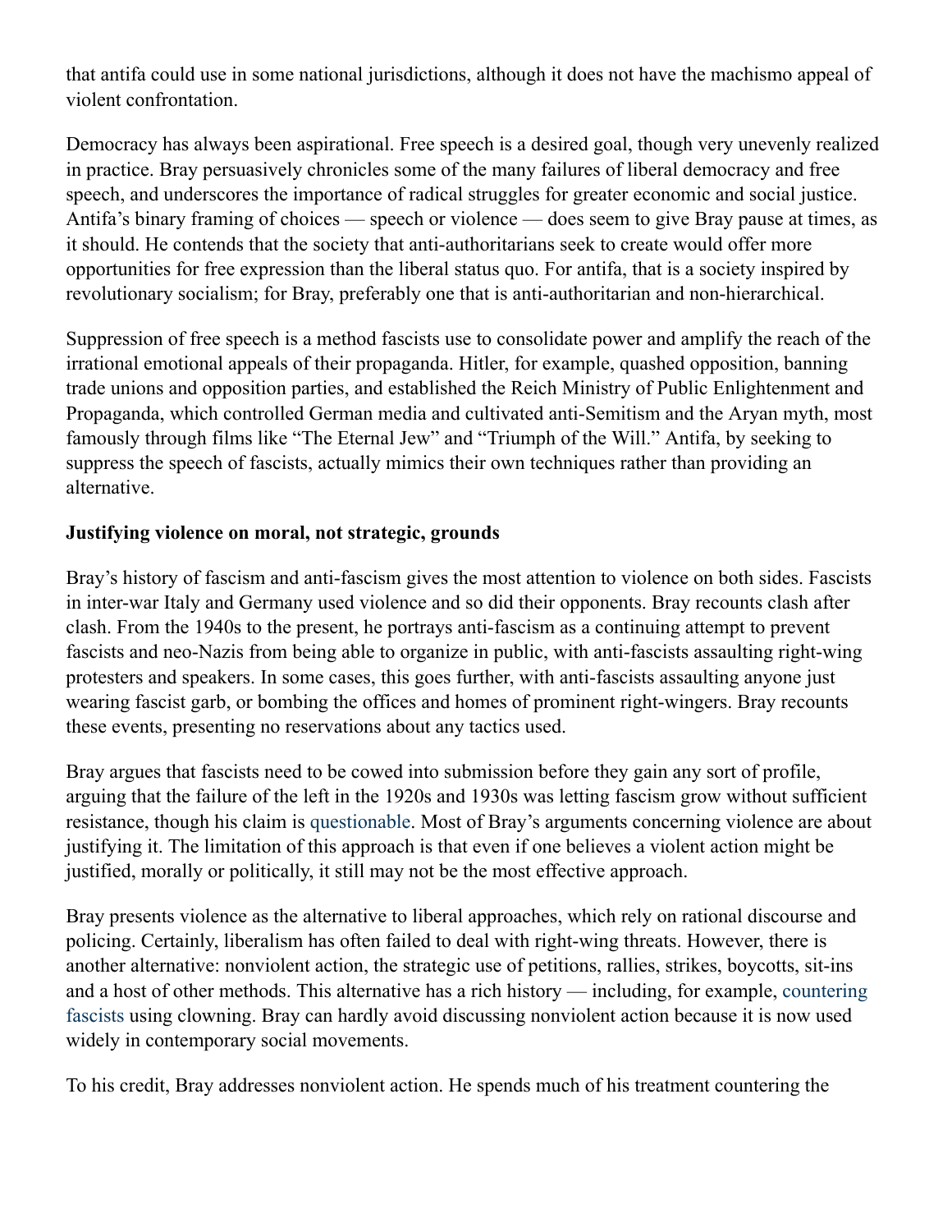that antifa could use in some national jurisdictions, although it does not have the machismo appeal of violent confrontation.

Democracy has always been aspirational. Free speech is a desired goal, though very unevenly realized in practice. Bray persuasively chronicles some of the many failures of liberal democracy and free speech, and underscores the importance of radical struggles for greater economic and social justice. Antifa's binary framing of choices — speech or violence — does seem to give Bray pause at times, as it should. He contends that the society that anti-authoritarians seek to create would offer more opportunities for free expression than the liberal status quo. For antifa, that is a society inspired by revolutionary socialism; for Bray, preferably one that is anti-authoritarian and non-hierarchical.

Suppression of free speech is a method fascists use to consolidate power and amplify the reach of the irrational emotional appeals of their propaganda. Hitler, for example, quashed opposition, banning trade unions and opposition parties, and established the Reich Ministry of Public Enlightenment and Propaganda, which controlled German media and cultivated anti-Semitism and the Aryan myth, most famously through films like "The Eternal Jew" and "Triumph of the Will." Antifa, by seeking to suppress the speech of fascists, actually mimics their own techniques rather than providing an alternative.

**Justifying violence on moral, not strategic, grounds**

Bray's history of fascism and anti-fascism gives the most attention to violence on both sides. Fascists in inter-war Italy and Germany used violence and so did their opponents. Bray recounts clash after clash. From the 1940s to the present, he portrays anti-fascism as a continuing attempt to prevent fascists and neo-Nazis from being able to organize in public, with anti-fascists assaulting right-wing protesters and speakers. In some cases, this goes further, with anti-fascists assaulting anyone just wearing fascist garb, or bombing the offices and homes of prominent right-wingers. Bray recounts these events, presenting no reservations about any tactics used.

Bray argues that fascists need to be cowed into submission before they gain any sort of profile, arguing that the failure of the left in the 1920s and 1930s was letting fascism grow without sufficient resistance, though his claim is questionable. Most of Bray's arguments concerning violence are about justifying it. The limitation of this approach is that even if one believes a violent action might be justified, morally or politically, it still may not be the most effective approach.

Bray presents violence as the alternative to liberal approaches, which rely on rational discourse and policing. Certainly, liberalism has often failed to deal with right-wing threats. However, there is another alternative: nonviolent action, the strategic use of petitions, rallies, strikes, boycotts, sit-ins and a host of other methods. This alternative has a rich history — including, for example, countering fascists using clowning. Bray can hardly avoid discussing nonviolent action because it is now used widely in contemporary social movements.

To his credit, Bray addresses nonviolent action. He spends much of his treatment countering the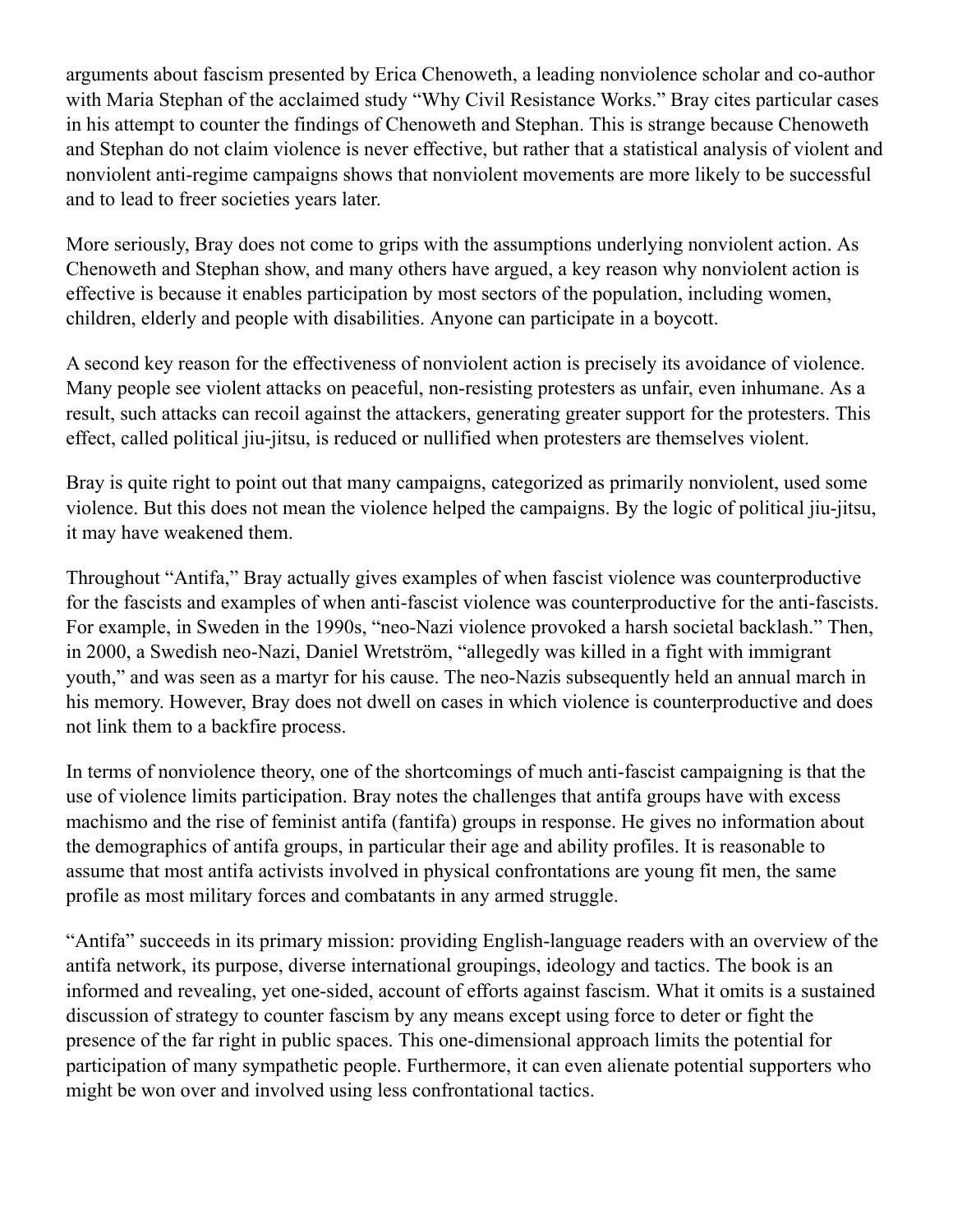arguments about fascism presented by Erica Chenoweth, a leading nonviolence scholar and co-author with Maria Stephan of the acclaimed study "Why Civil Resistance Works." Bray cites particular cases in his attempt to counter the findings of Chenoweth and Stephan. This is strange because Chenoweth and Stephan do not claim violence is never effective, but rather that a statistical analysis of violent and nonviolent anti-regime campaigns shows that nonviolent movements are more likely to be successful and to lead to freer societies years later.

More seriously, Bray does not come to grips with the assumptions underlying nonviolent action. As Chenoweth and Stephan show, and many others have argued, a key reason why nonviolent action is effective is because it enables participation by most sectors of the population, including women, children, elderly and people with disabilities. Anyone can participate in a boycott.

A second key reason for the effectiveness of nonviolent action is precisely its avoidance of violence. Many people see violent attacks on peaceful, non-resisting protesters as unfair, even inhumane. As a result, such attacks can recoil against the attackers, generating greater support for the protesters. This effect, called political jiu-jitsu, is reduced or nullified when protesters are themselves violent.

Bray is quite right to point out that many campaigns, categorized as primarily nonviolent, used some violence. But this does not mean the violence helped the campaigns. By the logic of political jiu-jitsu, it may have weakened them.

Throughout "Antifa," Bray actually gives examples of when fascist violence was counterproductive for the fascists and examples of when anti-fascist violence was counterproductive for the anti-fascists. For example, in Sweden in the 1990s, "neo-Nazi violence provoked a harsh societal backlash." Then, in 2000, a Swedish neo-Nazi, Daniel Wretström, "allegedly was killed in a fight with immigrant youth," and was seen as a martyr for his cause. The neo-Nazis subsequently held an annual march in his memory. However, Bray does not dwell on cases in which violence is counterproductive and does not link them to a backfire process.

In terms of nonviolence theory, one of the shortcomings of much anti-fascist campaigning is that the use of violence limits participation. Bray notes the challenges that antifa groups have with excess machismo and the rise of feminist antifa (fantifa) groups in response. He gives no information about the demographics of antifa groups, in particular their age and ability profiles. It is reasonable to assume that most antifa activists involved in physical confrontations are young fit men, the same profile as most military forces and combatants in any armed struggle.

"Antifa" succeeds in its primary mission: providing English-language readers with an overview of the antifa network, its purpose, diverse international groupings, ideology and tactics. The book is an informed and revealing, yet one-sided, account of efforts against fascism. What it omits is a sustained discussion of strategy to counter fascism by any means except using force to deter or fight the presence of the far right in public spaces. This one-dimensional approach limits the potential for participation of many sympathetic people. Furthermore, it can even alienate potential supporters who might be won over and involved using less confrontational tactics.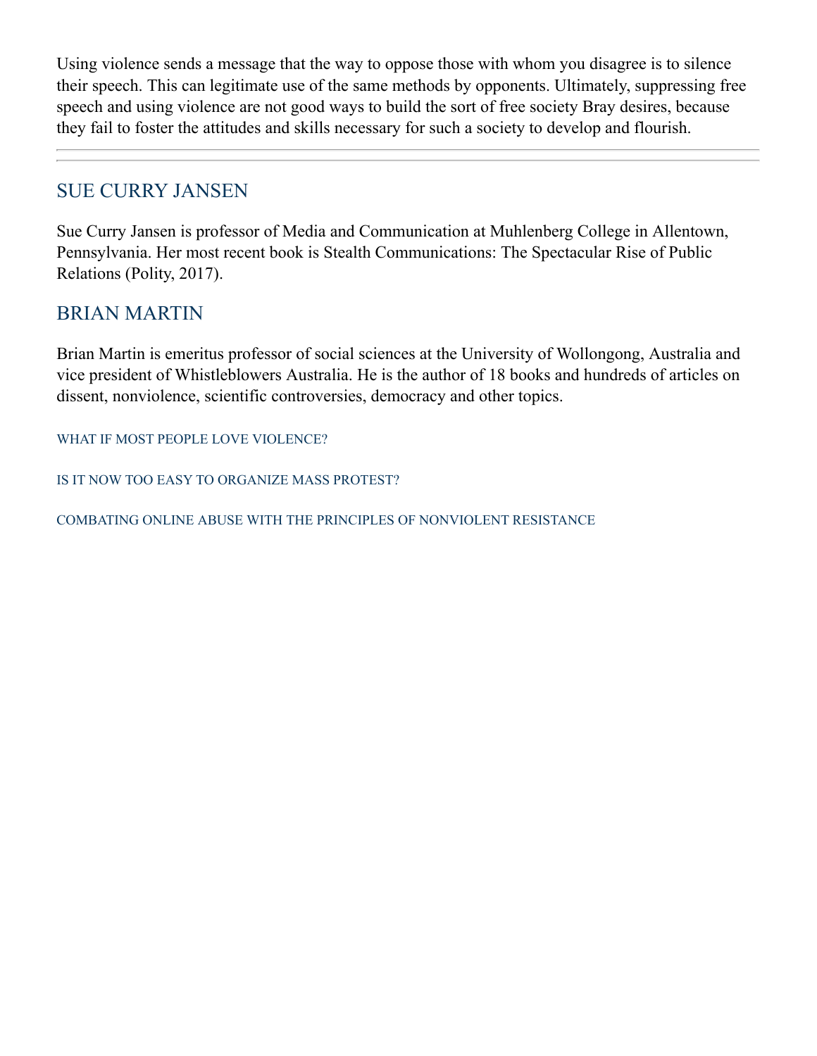Using violence sends a message that the way to oppose those with whom you disagree is to silence their speech. This can legitimate use of the same methods by opponents. Ultimately, suppressing free speech and using violence are not good ways to build the sort of free society Bray desires, because they fail to foster the attitudes and skills necessary for such a society to develop and flourish.

---

## SUE CURRY JANSEN

Sue Curry Jansen is professor of Media and Communication at Muhlenberg College in Allentown, Pennsylvania. Her most recent book is Stealth Communications: The Spectacular Rise of Public Relations (Polity, 2017).

## BRIAN MARTIN

Brian Martin is emeritus professor of social sciences at the University of Wollongong, Australia and vice president of Whistleblowers Australia. He is the author of 18 books and hundreds of articles on dissent, nonviolence, scientific controversies, democracy and other topics.

WHAT IF MOST PEOPLE LOVE VIOLENCE?

IS IT NOW TOO EASY TO ORGANIZE MASS PROTEST?

COMBATING ONLINE ABUSE WITH THE PRINCIPLES OF NONVIOLENT RESISTANCE